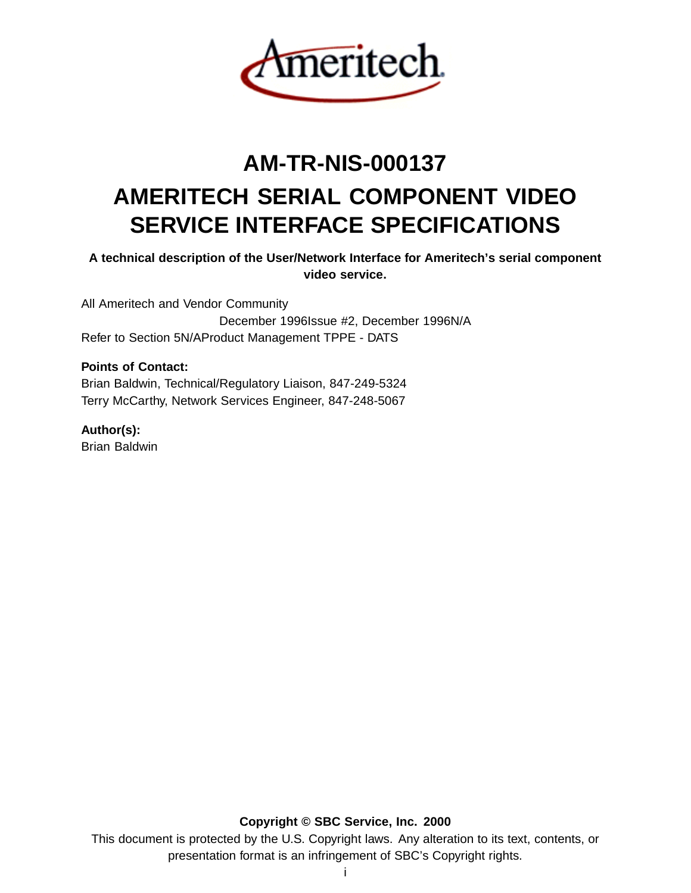# AM-TR-NIS-000137

# AMERITECH SERIAL COMPONENT VIDEO SERVICE INTERFACE SPECIFICATIONS

**A technical description of the User/Network Interface for Ameritech's serial component video service.**

All Ameritech and Vendor Community
December 1996Issue #2, December 1996N/A
Refer to Section 5N/AProduct Management TPPE - DATS

**Points of Contact:**
Brian Baldwin, Technical/Regulatory Liaison, 847-249-5324
Terry McCarthy, Network Services Engineer, 847-248-5067

**Author(s):**
Brian Baldwin

**Copyright © SBC Service, Inc. 2000**
This document is protected by the U.S. Copyright laws. Any alteration to its text, contents, or presentation format is an infringement of SBC's Copyright rights.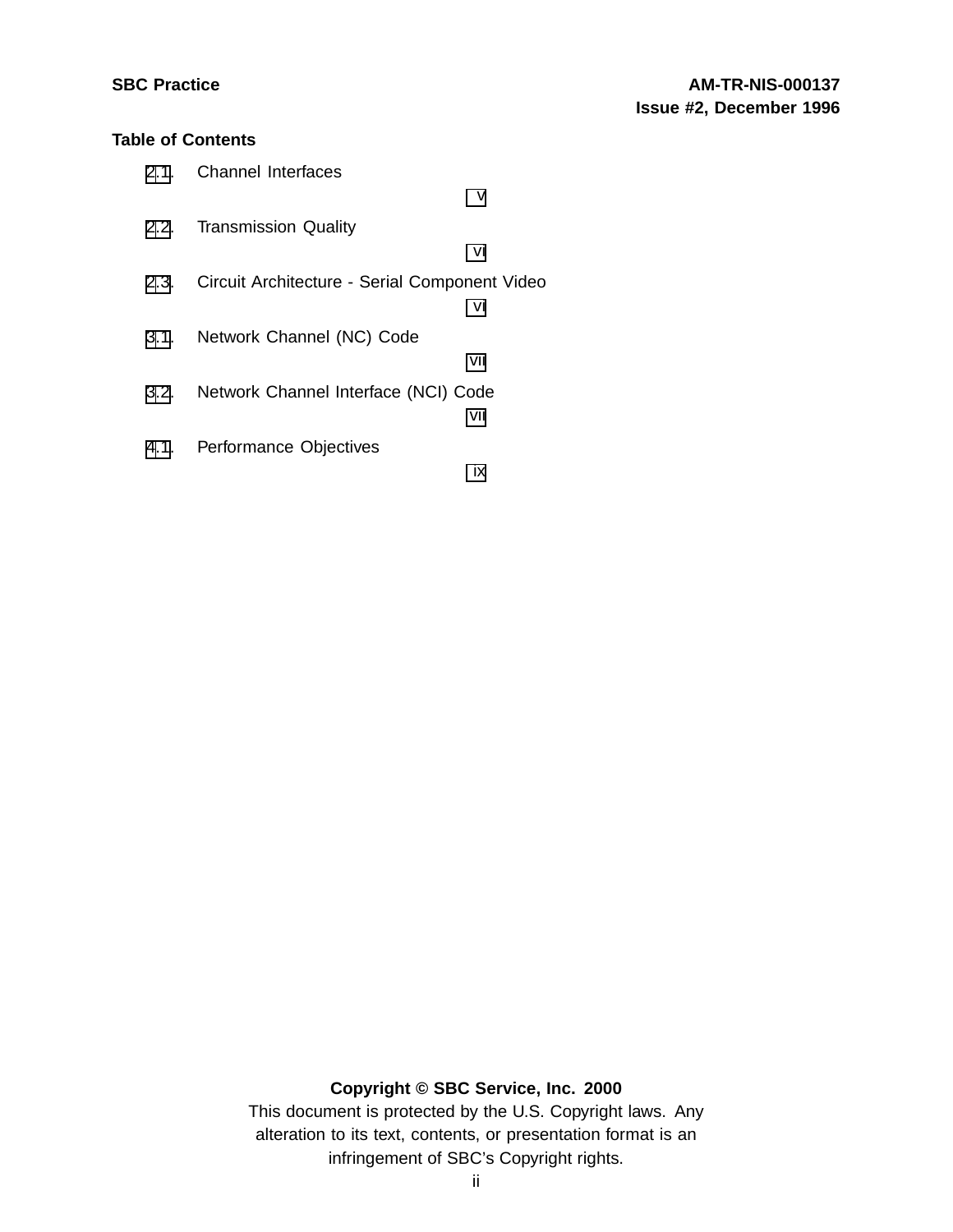## Table of Contents

2.1. Channel Interfaces V

2.2. Transmission Quality VI

2.3. Circuit Architecture - Serial Component Video VI

3.1. Network Channel (NC) Code VII

3.2. Network Channel Interface (NCI) Code VII

4.1. Performance Objectives IX

**Copyright © SBC Service, Inc. 2000**

This document is protected by the U.S. Copyright laws. Any alteration to its text, contents, or presentation format is an infringement of SBC's Copyright rights.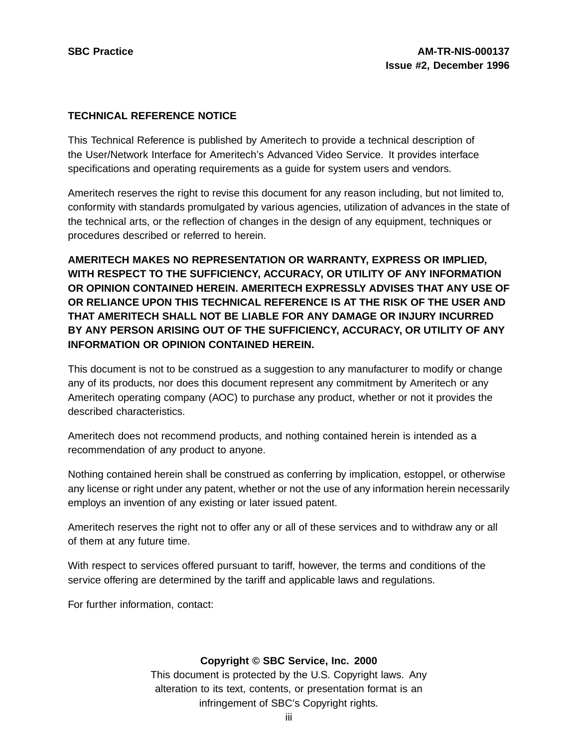## TECHNICAL REFERENCE NOTICE

This Technical Reference is published by Ameritech to provide a technical description of the User/Network Interface for Ameritech's Advanced Video Service. It provides interface specifications and operating requirements as a guide for system users and vendors.

Ameritech reserves the right to revise this document for any reason including, but not limited to, conformity with standards promulgated by various agencies, utilization of advances in the state of the technical arts, or the reflection of changes in the design of any equipment, techniques or procedures described or referred to herein.

**AMERITECH MAKES NO REPRESENTATION OR WARRANTY, EXPRESS OR IMPLIED, WITH RESPECT TO THE SUFFICIENCY, ACCURACY, OR UTILITY OF ANY INFORMATION OR OPINION CONTAINED HEREIN. AMERITECH EXPRESSLY ADVISES THAT ANY USE OF OR RELIANCE UPON THIS TECHNICAL REFERENCE IS AT THE RISK OF THE USER AND THAT AMERITECH SHALL NOT BE LIABLE FOR ANY DAMAGE OR INJURY INCURRED BY ANY PERSON ARISING OUT OF THE SUFFICIENCY, ACCURACY, OR UTILITY OF ANY INFORMATION OR OPINION CONTAINED HEREIN.**

This document is not to be construed as a suggestion to any manufacturer to modify or change any of its products, nor does this document represent any commitment by Ameritech or any Ameritech operating company (AOC) to purchase any product, whether or not it provides the described characteristics.

Ameritech does not recommend products, and nothing contained herein is intended as a recommendation of any product to anyone.

Nothing contained herein shall be construed as conferring by implication, estoppel, or otherwise any license or right under any patent, whether or not the use of any information herein necessarily employs an invention of any existing or later issued patent.

Ameritech reserves the right not to offer any or all of these services and to withdraw any or all of them at any future time.

With respect to services offered pursuant to tariff, however, the terms and conditions of the service offering are determined by the tariff and applicable laws and regulations.

For further information, contact:

**Copyright © SBC Service, Inc. 2000**

This document is protected by the U.S. Copyright laws. Any alteration to its text, contents, or presentation format is an infringement of SBC's Copyright rights.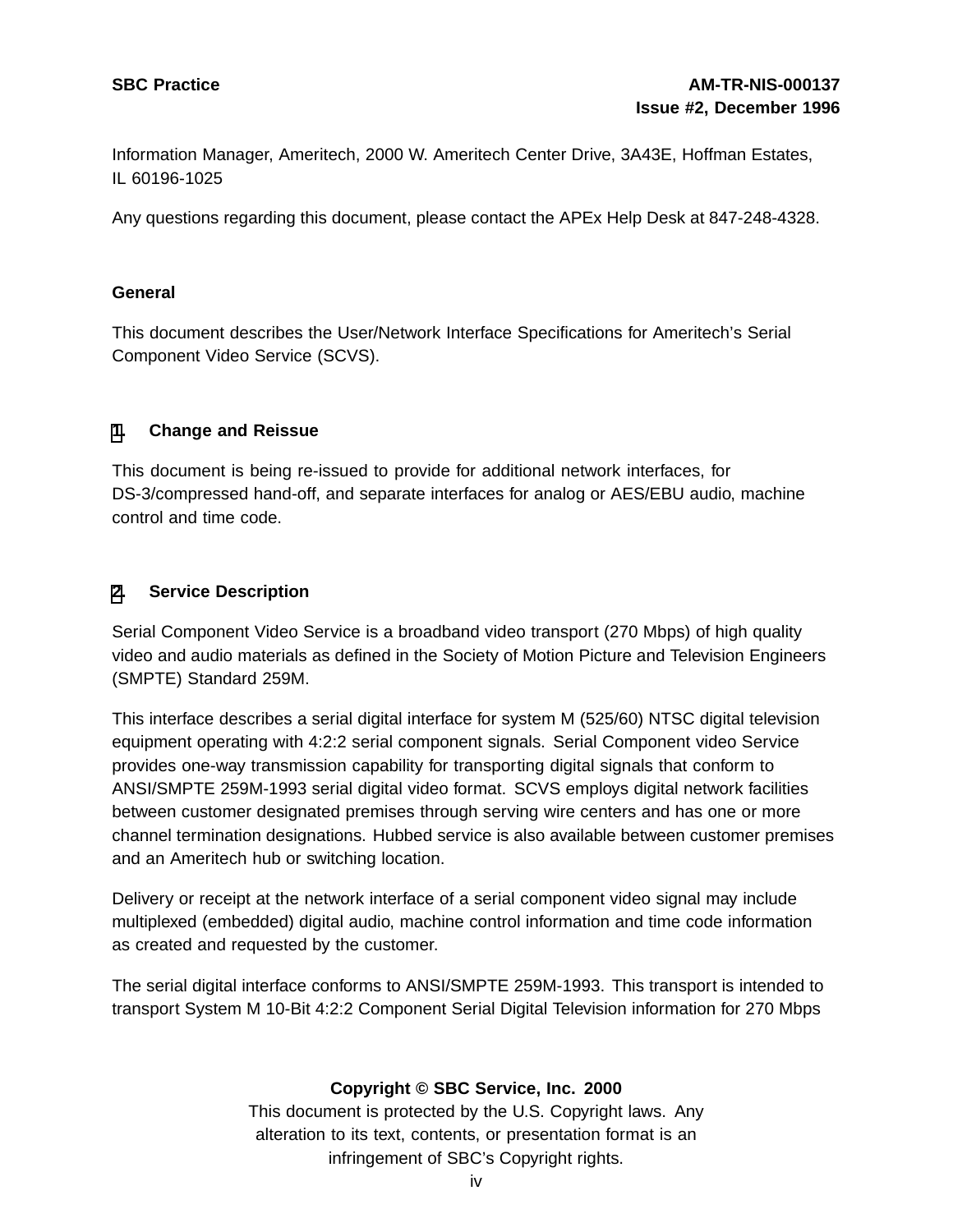Information Manager, Ameritech, 2000 W. Ameritech Center Drive, 3A43E, Hoffman Estates, IL 60196-1025

Any questions regarding this document, please contact the APEx Help Desk at 847-248-4328.

## General

This document describes the User/Network Interface Specifications for Ameritech's Serial Component Video Service (SCVS).

## 1. Change and Reissue

This document is being re-issued to provide for additional network interfaces, for DS-3/compressed hand-off, and separate interfaces for analog or AES/EBU audio, machine control and time code.

## 2. Service Description

Serial Component Video Service is a broadband video transport (270 Mbps) of high quality video and audio materials as defined in the Society of Motion Picture and Television Engineers (SMPTE) Standard 259M.

This interface describes a serial digital interface for system M (525/60) NTSC digital television equipment operating with 4:2:2 serial component signals. Serial Component video Service provides one-way transmission capability for transporting digital signals that conform to ANSI/SMPTE 259M-1993 serial digital video format. SCVS employs digital network facilities between customer designated premises through serving wire centers and has one or more channel termination designations. Hubbed service is also available between customer premises and an Ameritech hub or switching location.

Delivery or receipt at the network interface of a serial component video signal may include multiplexed (embedded) digital audio, machine control information and time code information as created and requested by the customer.

The serial digital interface conforms to ANSI/SMPTE 259M-1993. This transport is intended to transport System M 10-Bit 4:2:2 Component Serial Digital Television information for 270 Mbps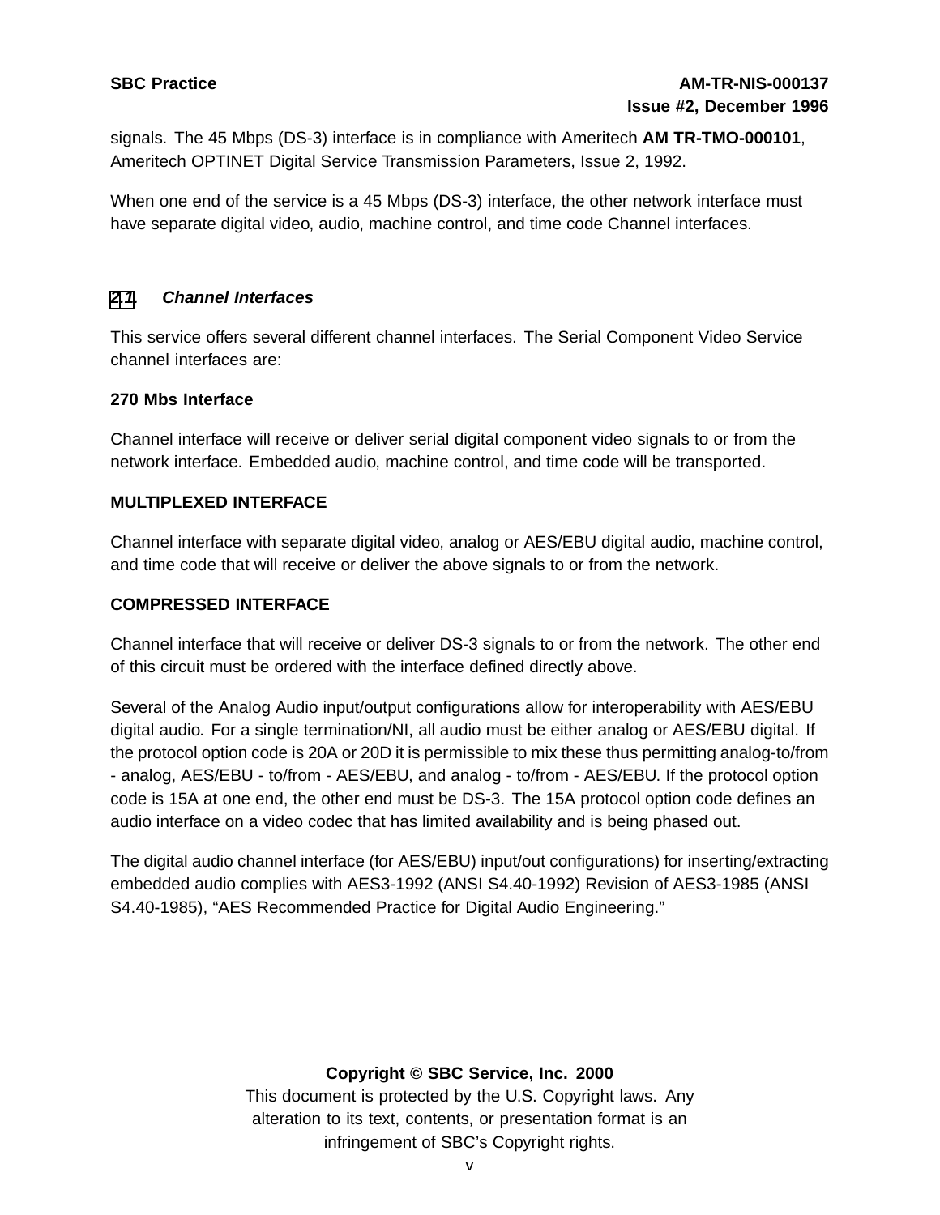signals. The 45 Mbps (DS-3) interface is in compliance with Ameritech **AM TR-TMO-000101**, Ameritech OPTINET Digital Service Transmission Parameters, Issue 2, 1992.

When one end of the service is a 45 Mbps (DS-3) interface, the other network interface must have separate digital video, audio, machine control, and time code Channel interfaces.

### 2.1 *Channel Interfaces*

This service offers several different channel interfaces. The Serial Component Video Service channel interfaces are:

**270 Mbs Interface**

Channel interface will receive or deliver serial digital component video signals to or from the network interface. Embedded audio, machine control, and time code will be transported.

**MULTIPLEXED INTERFACE**

Channel interface with separate digital video, analog or AES/EBU digital audio, machine control, and time code that will receive or deliver the above signals to or from the network.

**COMPRESSED INTERFACE**

Channel interface that will receive or deliver DS-3 signals to or from the network. The other end of this circuit must be ordered with the interface defined directly above.

Several of the Analog Audio input/output configurations allow for interoperability with AES/EBU digital audio. For a single termination/NI, all audio must be either analog or AES/EBU digital. If the protocol option code is 20A or 20D it is permissible to mix these thus permitting analog-to/from - analog, AES/EBU - to/from - AES/EBU, and analog - to/from - AES/EBU. If the protocol option code is 15A at one end, the other end must be DS-3. The 15A protocol option code defines an audio interface on a video codec that has limited availability and is being phased out.

The digital audio channel interface (for AES/EBU) input/out configurations) for inserting/extracting embedded audio complies with AES3-1992 (ANSI S4.40-1992) Revision of AES3-1985 (ANSI S4.40-1985), "AES Recommended Practice for Digital Audio Engineering."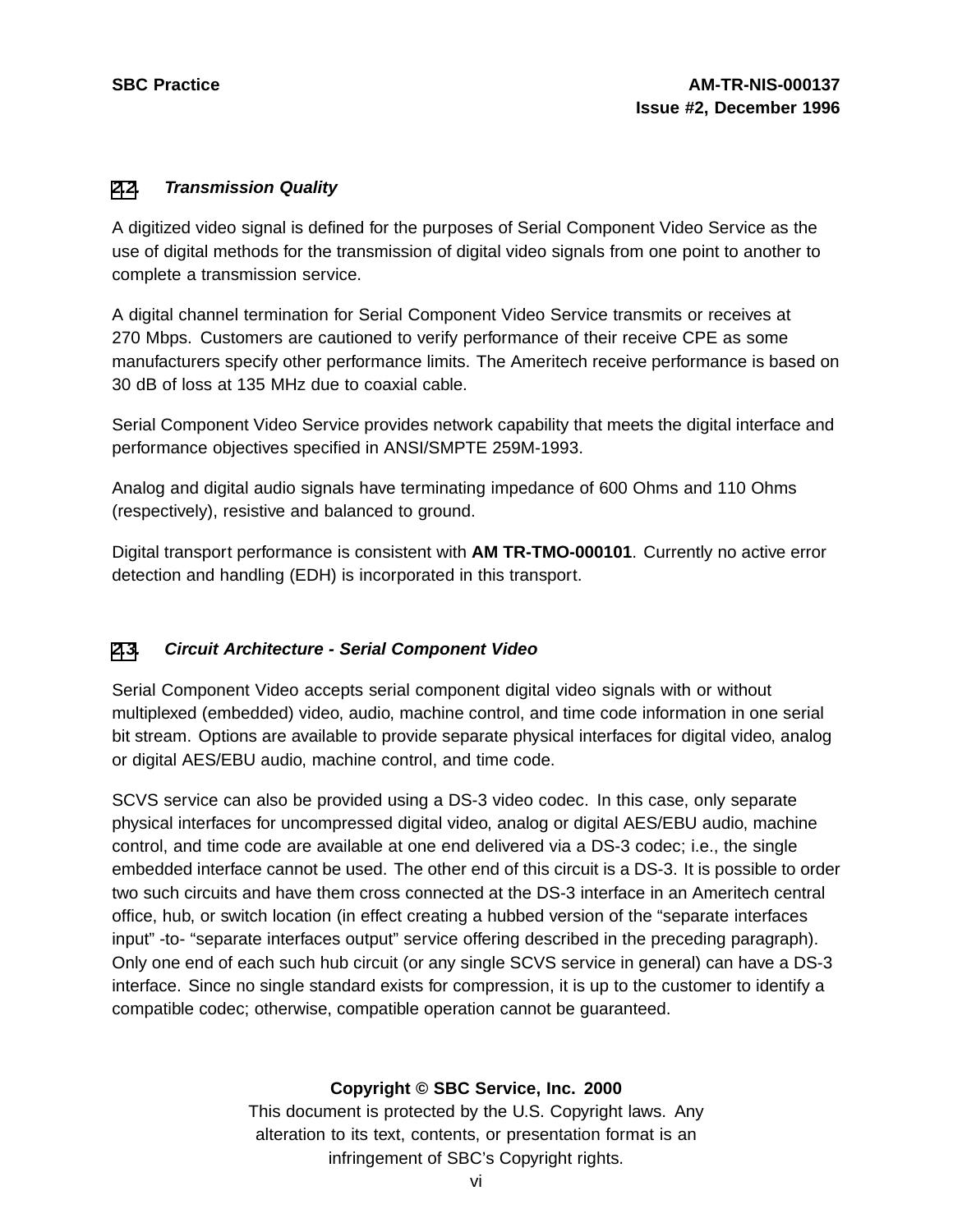### 2.2. *Transmission Quality*

A digitized video signal is defined for the purposes of Serial Component Video Service as the use of digital methods for the transmission of digital video signals from one point to another to complete a transmission service.

A digital channel termination for Serial Component Video Service transmits or receives at 270 Mbps. Customers are cautioned to verify performance of their receive CPE as some manufacturers specify other performance limits. The Ameritech receive performance is based on 30 dB of loss at 135 MHz due to coaxial cable.

Serial Component Video Service provides network capability that meets the digital interface and performance objectives specified in ANSI/SMPTE 259M-1993.

Analog and digital audio signals have terminating impedance of 600 Ohms and 110 Ohms (respectively), resistive and balanced to ground.

Digital transport performance is consistent with **AM TR-TMO-000101**. Currently no active error detection and handling (EDH) is incorporated in this transport.

### 2.3. *Circuit Architecture - Serial Component Video*

Serial Component Video accepts serial component digital video signals with or without multiplexed (embedded) video, audio, machine control, and time code information in one serial bit stream. Options are available to provide separate physical interfaces for digital video, analog or digital AES/EBU audio, machine control, and time code.

SCVS service can also be provided using a DS-3 video codec. In this case, only separate physical interfaces for uncompressed digital video, analog or digital AES/EBU audio, machine control, and time code are available at one end delivered via a DS-3 codec; i.e., the single embedded interface cannot be used. The other end of this circuit is a DS-3. It is possible to order two such circuits and have them cross connected at the DS-3 interface in an Ameritech central office, hub, or switch location (in effect creating a hubbed version of the "separate interfaces input" -to- "separate interfaces output" service offering described in the preceding paragraph). Only one end of each such hub circuit (or any single SCVS service in general) can have a DS-3 interface. Since no single standard exists for compression, it is up to the customer to identify a compatible codec; otherwise, compatible operation cannot be guaranteed.

**Copyright © SBC Service, Inc. 2000**
This document is protected by the U.S. Copyright laws. Any alteration to its text, contents, or presentation format is an infringement of SBC's Copyright rights.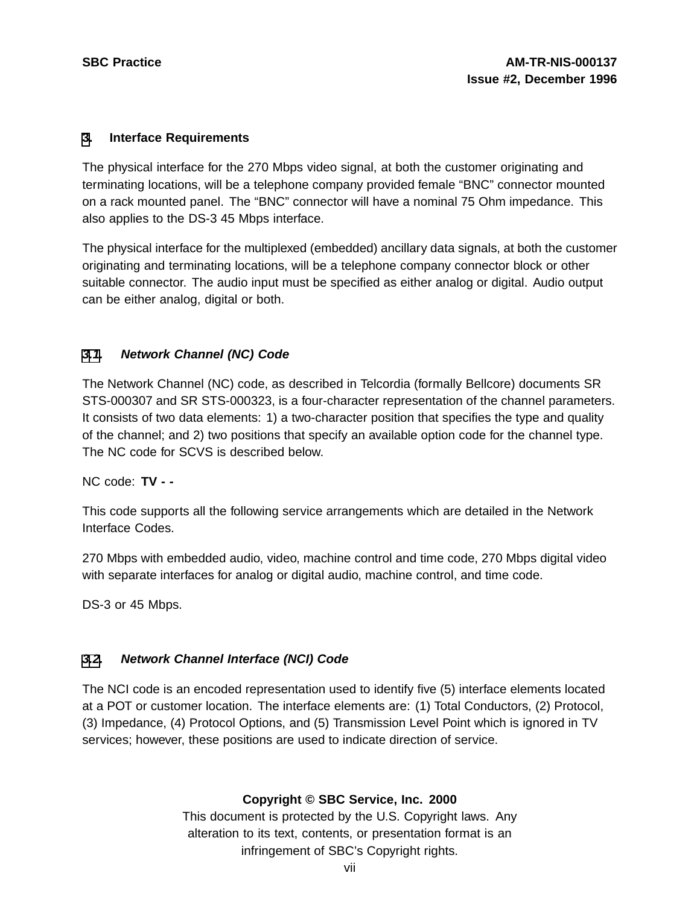## 3. Interface Requirements

The physical interface for the 270 Mbps video signal, at both the customer originating and terminating locations, will be a telephone company provided female “BNC” connector mounted on a rack mounted panel. The “BNC” connector will have a nominal 75 Ohm impedance. This also applies to the DS-3 45 Mbps interface.

The physical interface for the multiplexed (embedded) ancillary data signals, at both the customer originating and terminating locations, will be a telephone company connector block or other suitable connector. The audio input must be specified as either analog or digital. Audio output can be either analog, digital or both.

### 3.1. *Network Channel (NC) Code*

The Network Channel (NC) code, as described in Telcordia (formally Bellcore) documents SR STS-000307 and SR STS-000323, is a four-character representation of the channel parameters. It consists of two data elements: 1) a two-character position that specifies the type and quality of the channel; and 2) two positions that specify an available option code for the channel type. The NC code for SCVS is described below.

NC code: **TV - -**

This code supports all the following service arrangements which are detailed in the Network Interface Codes.

270 Mbps with embedded audio, video, machine control and time code, 270 Mbps digital video with separate interfaces for analog or digital audio, machine control, and time code.

DS-3 or 45 Mbps.

### 3.2. *Network Channel Interface (NCI) Code*

The NCI code is an encoded representation used to identify five (5) interface elements located at a POT or customer location. The interface elements are: (1) Total Conductors, (2) Protocol, (3) Impedance, (4) Protocol Options, and (5) Transmission Level Point which is ignored in TV services; however, these positions are used to indicate direction of service.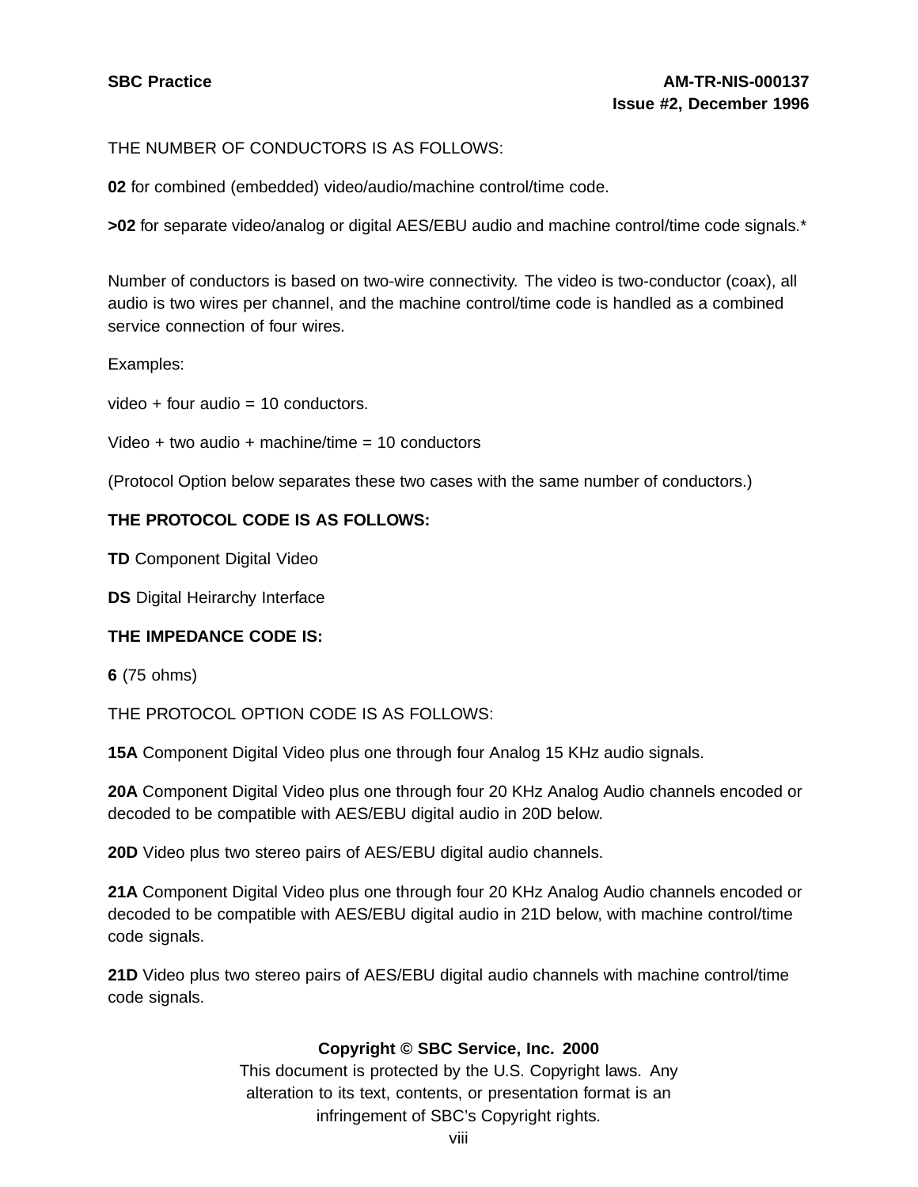THE NUMBER OF CONDUCTORS IS AS FOLLOWS:

**02** for combined (embedded) video/audio/machine control/time code.

**>02** for separate video/analog or digital AES/EBU audio and machine control/time code signals.*

Number of conductors is based on two-wire connectivity. The video is two-conductor (coax), all audio is two wires per channel, and the machine control/time code is handled as a combined service connection of four wires.

Examples:

video + four audio = 10 conductors.

Video + two audio + machine/time = 10 conductors

(Protocol Option below separates these two cases with the same number of conductors.)

**THE PROTOCOL CODE IS AS FOLLOWS:**

**TD** Component Digital Video

**DS** Digital Heirarchy Interface

**THE IMPEDANCE CODE IS:**

**6** (75 ohms)

THE PROTOCOL OPTION CODE IS AS FOLLOWS:

**15A** Component Digital Video plus one through four Analog 15 KHz audio signals.

**20A** Component Digital Video plus one through four 20 KHz Analog Audio channels encoded or decoded to be compatible with AES/EBU digital audio in 20D below.

**20D** Video plus two stereo pairs of AES/EBU digital audio channels.

**21A** Component Digital Video plus one through four 20 KHz Analog Audio channels encoded or decoded to be compatible with AES/EBU digital audio in 21D below, with machine control/time code signals.

**21D** Video plus two stereo pairs of AES/EBU digital audio channels with machine control/time code signals.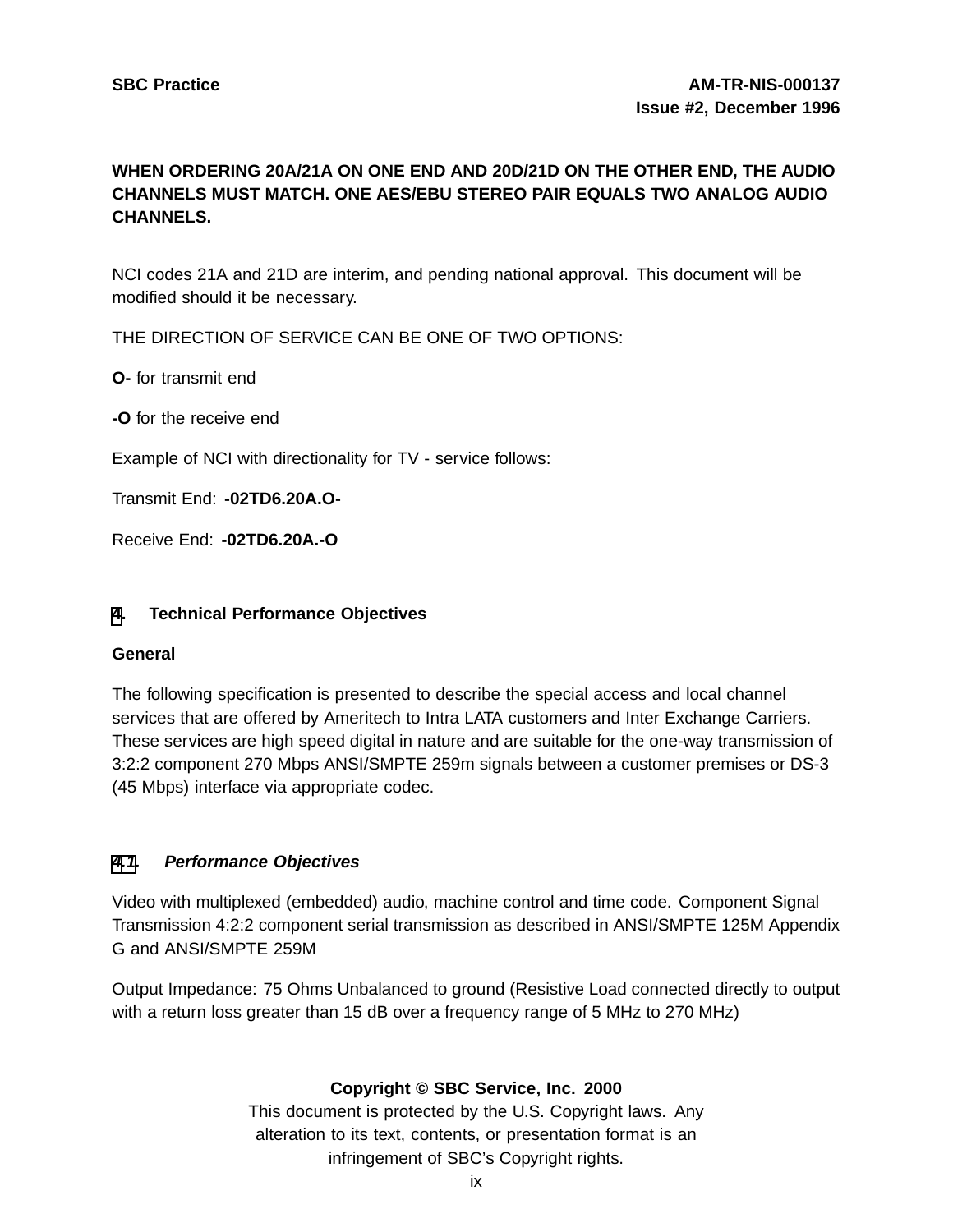**WHEN ORDERING 20A/21A ON ONE END AND 20D/21D ON THE OTHER END, THE AUDIO CHANNELS MUST MATCH. ONE AES/EBU STEREO PAIR EQUALS TWO ANALOG AUDIO CHANNELS.**

NCI codes 21A and 21D are interim, and pending national approval. This document will be modified should it be necessary.

THE DIRECTION OF SERVICE CAN BE ONE OF TWO OPTIONS:

**O-** for transmit end

**-O** for the receive end

Example of NCI with directionality for TV - service follows:

Transmit End: **-02TD6.20A.O-**

Receive End: **-02TD6.20A.-O**

## 4. Technical Performance Objectives

**General**

The following specification is presented to describe the special access and local channel services that are offered by Ameritech to Intra LATA customers and Inter Exchange Carriers. These services are high speed digital in nature and are suitable for the one-way transmission of 3:2:2 component 270 Mbps ANSI/SMPTE 259m signals between a customer premises or DS-3 (45 Mbps) interface via appropriate codec.

### 4.1. *Performance Objectives*

Video with multiplexed (embedded) audio, machine control and time code. Component Signal Transmission 4:2:2 component serial transmission as described in ANSI/SMPTE 125M Appendix G and ANSI/SMPTE 259M

Output Impedance: 75 Ohms Unbalanced to ground (Resistive Load connected directly to output with a return loss greater than 15 dB over a frequency range of 5 MHz to 270 MHz)

**Copyright © SBC Service, Inc. 2000**
This document is protected by the U.S. Copyright laws. Any alteration to its text, contents, or presentation format is an infringement of SBC's Copyright rights.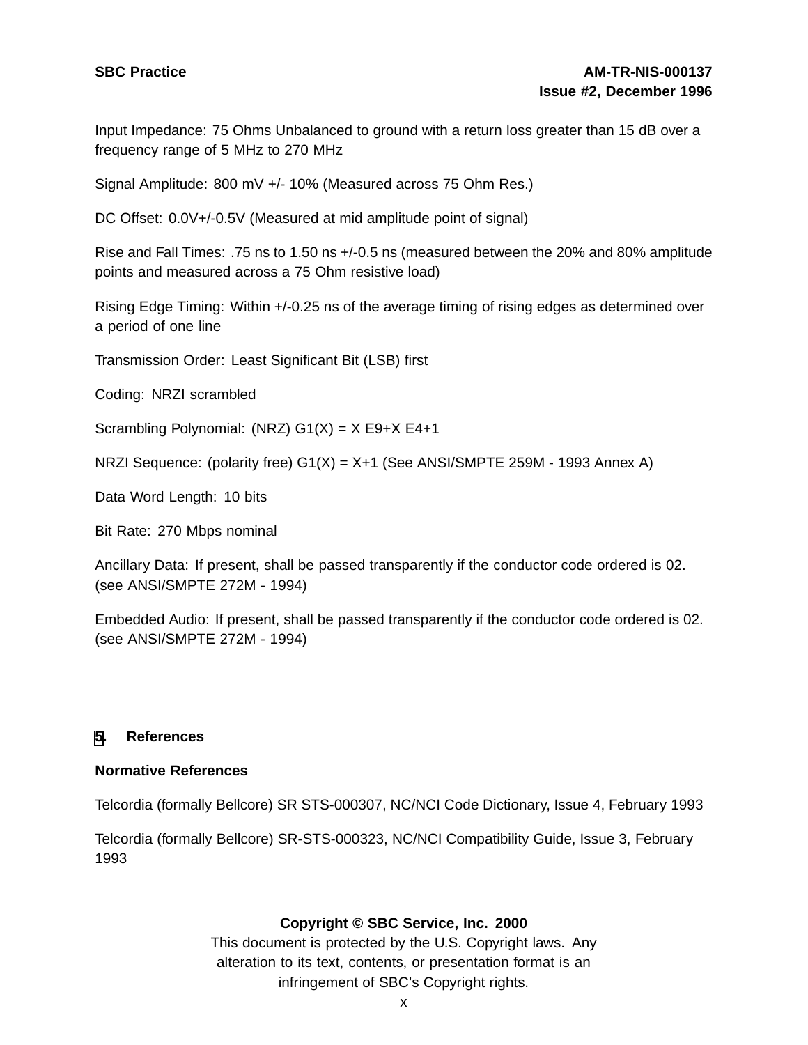Input Impedance: 75 Ohms Unbalanced to ground with a return loss greater than 15 dB over a frequency range of 5 MHz to 270 MHz

Signal Amplitude: 800 mV +/- 10% (Measured across 75 Ohm Res.)

DC Offset: 0.0V+/-0.5V (Measured at mid amplitude point of signal)

Rise and Fall Times: .75 ns to 1.50 ns +/-0.5 ns (measured between the 20% and 80% amplitude points and measured across a 75 Ohm resistive load)

Rising Edge Timing: Within +/-0.25 ns of the average timing of rising edges as determined over a period of one line

Transmission Order: Least Significant Bit (LSB) first

Coding: NRZI scrambled

Scrambling Polynomial: (NRZ) G1(X) = X E9+X E4+1

NRZI Sequence: (polarity free) G1(X) = X+1 (See ANSI/SMPTE 259M - 1993 Annex A)

Data Word Length: 10 bits

Bit Rate: 270 Mbps nominal

Ancillary Data: If present, shall be passed transparently if the conductor code ordered is 02. (see ANSI/SMPTE 272M - 1994)

Embedded Audio: If present, shall be passed transparently if the conductor code ordered is 02. (see ANSI/SMPTE 272M - 1994)

## 5. References

**Normative References**

Telcordia (formally Bellcore) SR STS-000307, NC/NCI Code Dictionary, Issue 4, February 1993

Telcordia (formally Bellcore) SR-STS-000323, NC/NCI Compatibility Guide, Issue 3, February 1993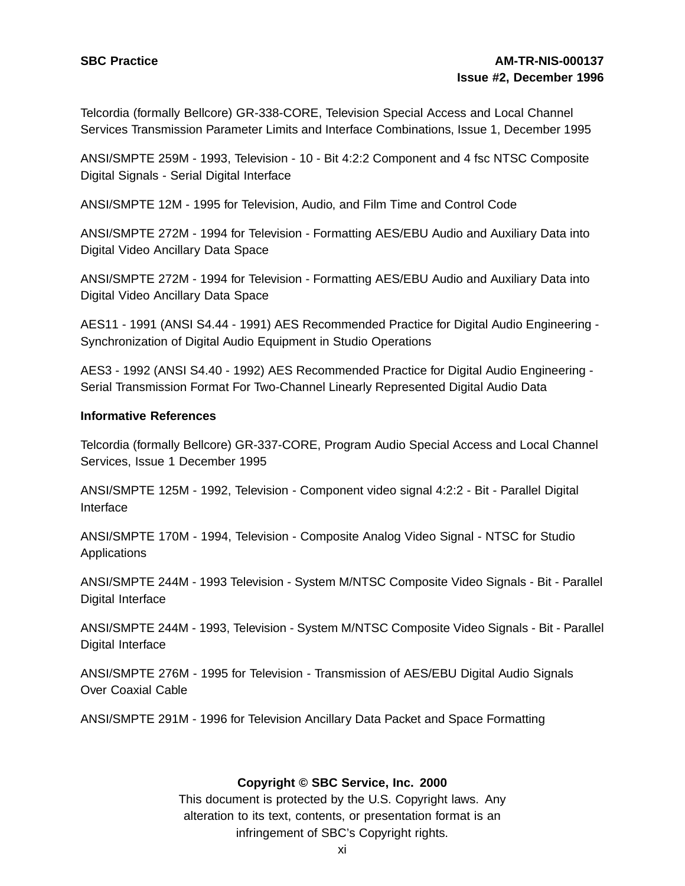Telcordia (formally Bellcore) GR-338-CORE, Television Special Access and Local Channel Services Transmission Parameter Limits and Interface Combinations, Issue 1, December 1995

ANSI/SMPTE 259M - 1993, Television - 10 - Bit 4:2:2 Component and 4 fsc NTSC Composite Digital Signals - Serial Digital Interface

ANSI/SMPTE 12M - 1995 for Television, Audio, and Film Time and Control Code

ANSI/SMPTE 272M - 1994 for Television - Formatting AES/EBU Audio and Auxiliary Data into Digital Video Ancillary Data Space

ANSI/SMPTE 272M - 1994 for Television - Formatting AES/EBU Audio and Auxiliary Data into Digital Video Ancillary Data Space

AES11 - 1991 (ANSI S4.44 - 1991) AES Recommended Practice for Digital Audio Engineering - Synchronization of Digital Audio Equipment in Studio Operations

AES3 - 1992 (ANSI S4.40 - 1992) AES Recommended Practice for Digital Audio Engineering - Serial Transmission Format For Two-Channel Linearly Represented Digital Audio Data

**Informative References**

Telcordia (formally Bellcore) GR-337-CORE, Program Audio Special Access and Local Channel Services, Issue 1 December 1995

ANSI/SMPTE 125M - 1992, Television - Component video signal 4:2:2 - Bit - Parallel Digital Interface

ANSI/SMPTE 170M - 1994, Television - Composite Analog Video Signal - NTSC for Studio Applications

ANSI/SMPTE 244M - 1993 Television - System M/NTSC Composite Video Signals - Bit - Parallel Digital Interface

ANSI/SMPTE 244M - 1993, Television - System M/NTSC Composite Video Signals - Bit - Parallel Digital Interface

ANSI/SMPTE 276M - 1995 for Television - Transmission of AES/EBU Digital Audio Signals Over Coaxial Cable

ANSI/SMPTE 291M - 1996 for Television Ancillary Data Packet and Space Formatting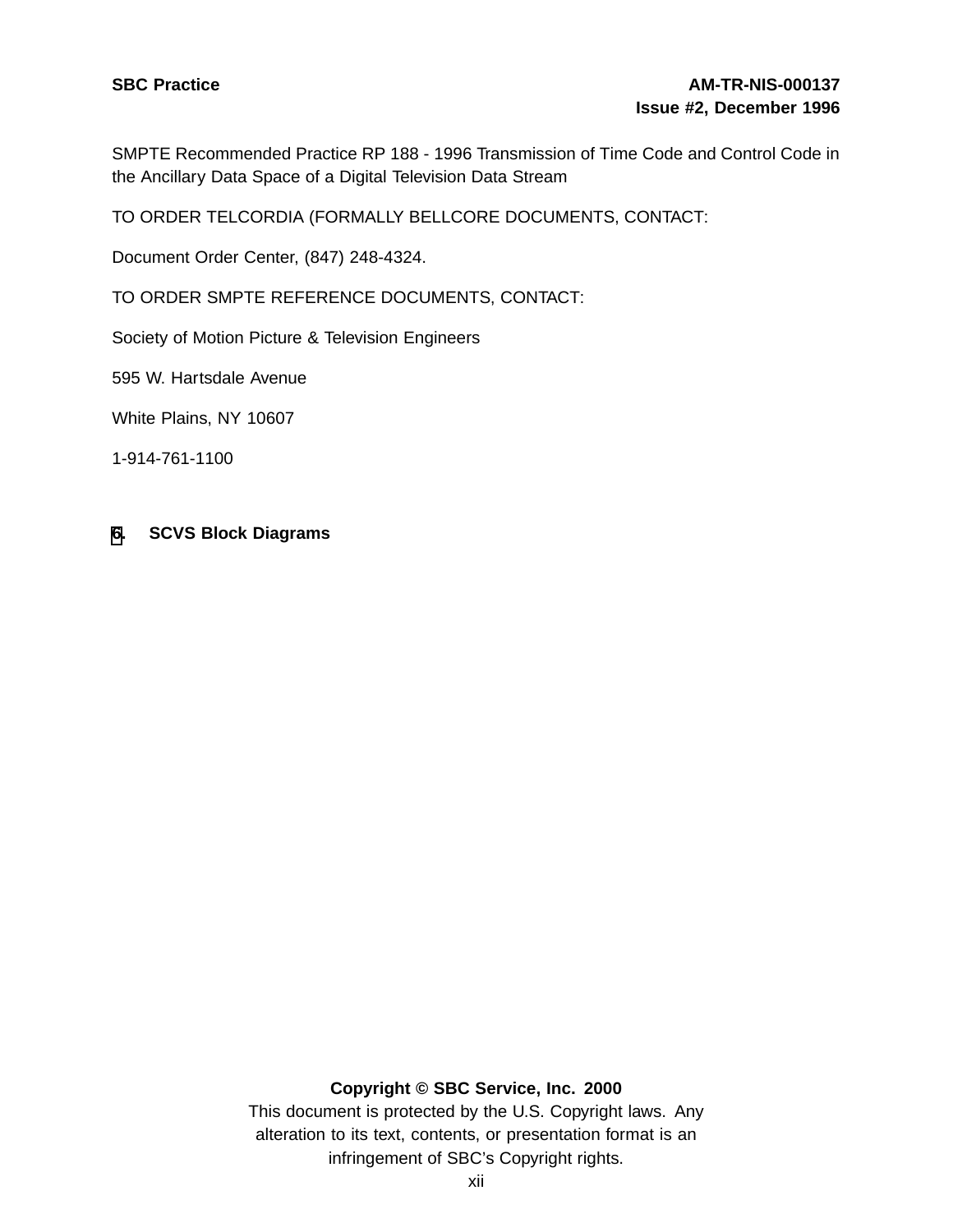SMPTE Recommended Practice RP 188 - 1996 Transmission of Time Code and Control Code in the Ancillary Data Space of a Digital Television Data Stream

TO ORDER TELCORDIA (FORMALLY BELLCORE DOCUMENTS, CONTACT:

Document Order Center, (847) 248-4324.

TO ORDER SMPTE REFERENCE DOCUMENTS, CONTACT:

Society of Motion Picture & Television Engineers

595 W. Hartsdale Avenue

White Plains, NY 10607

1-914-761-1100

## 6. SCVS Block Diagrams

**Copyright © SBC Service, Inc. 2000**
This document is protected by the U.S. Copyright laws. Any alteration to its text, contents, or presentation format is an infringement of SBC's Copyright rights.